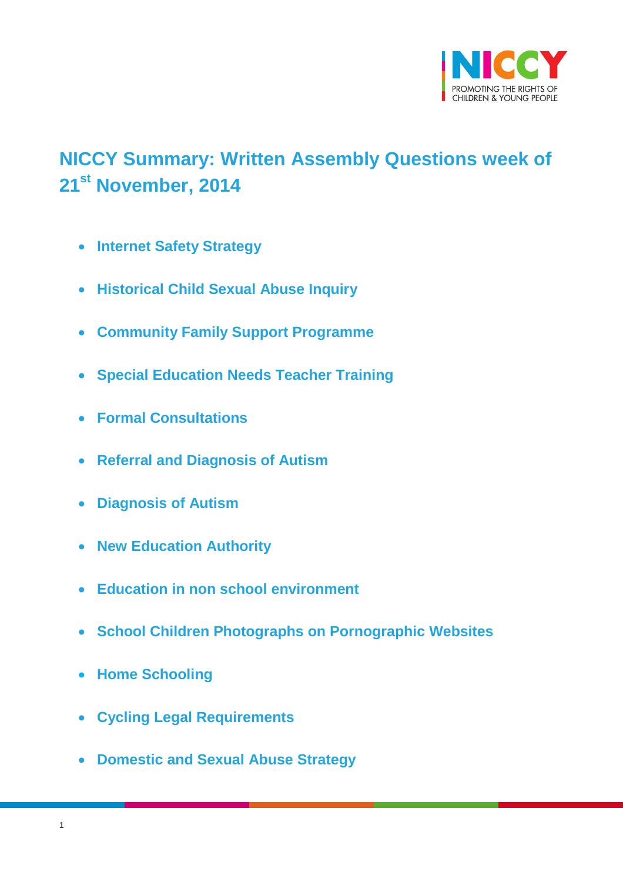# NICCY Summary: Written Assembly Questions week of 21st November, 2014

- Internet Safety Strategy
- Historical Child Sexual Abuse Inquiry
- Community Family Support Programme
- Special Education Needs Teacher Training
- Formal Consultations
- Referral and Diagnosis of Autism
- Diagnosis of Autism
- New Education Authority
- Education in non school environment
- School Children Photographs on Pornographic Websites
- Home Schooling
- Cycling Legal Requirements
- Domestic and Sexual Abuse Strategy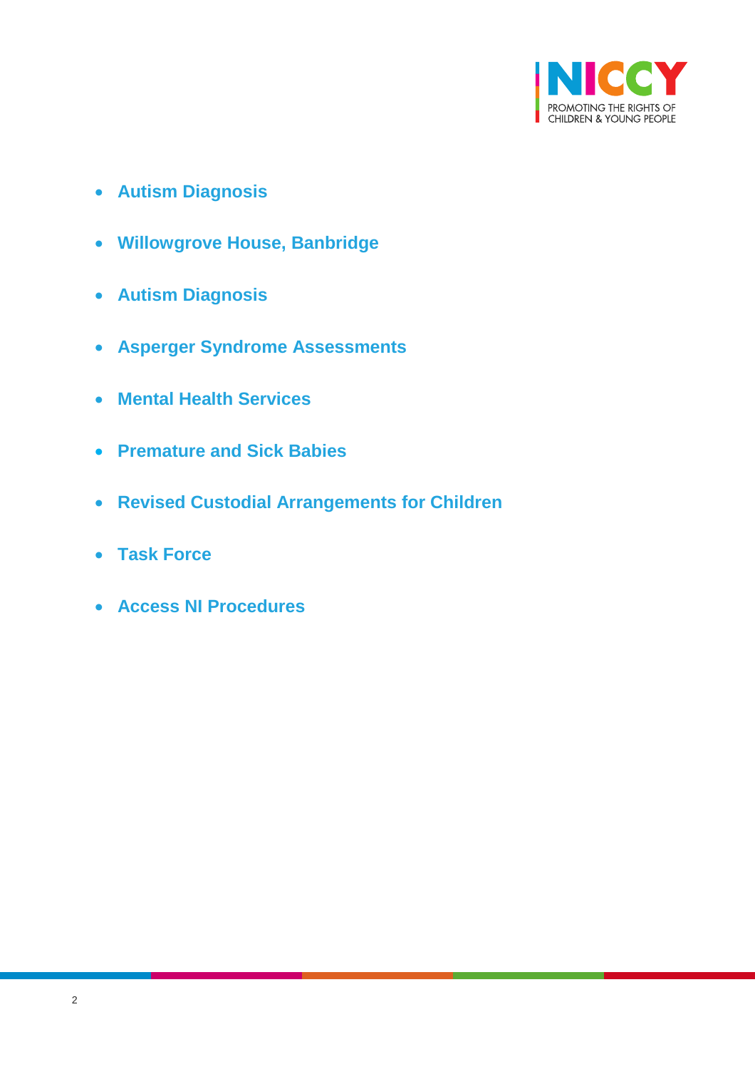- **Autism Diagnosis**
- **Willowgrove House, Banbridge**
- **Autism Diagnosis**
- **Asperger Syndrome Assessments**
- **Mental Health Services**
- **Premature and Sick Babies**
- **Revised Custodial Arrangements for Children**
- **Task Force**
- **Access NI Procedures**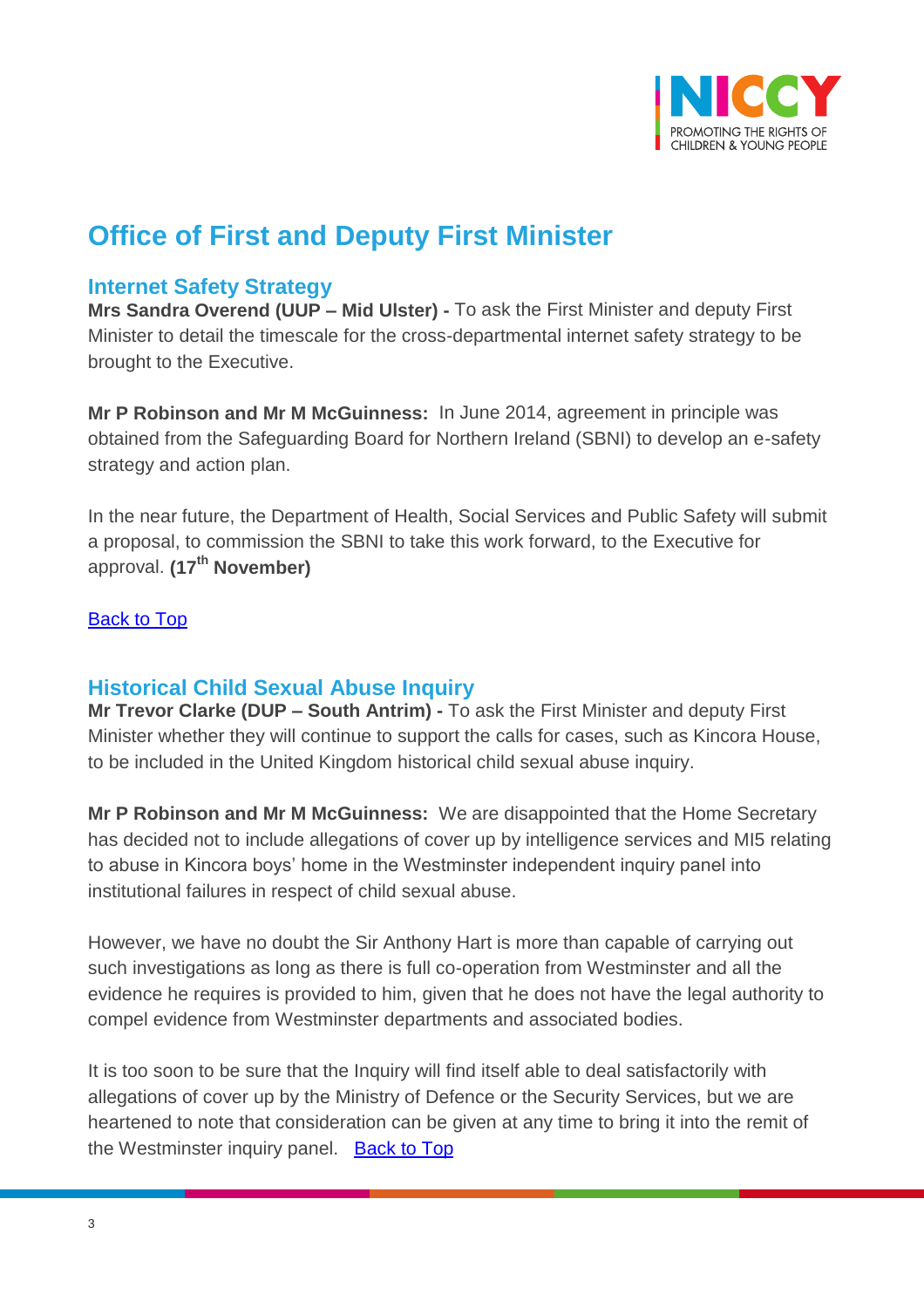# Office of First and Deputy First Minister

## Internet Safety Strategy

**Mrs Sandra Overend (UUP – Mid Ulster) -** To ask the First Minister and deputy First Minister to detail the timescale for the cross-departmental internet safety strategy to be brought to the Executive.

**Mr P Robinson and Mr M McGuinness:** In June 2014, agreement in principle was obtained from the Safeguarding Board for Northern Ireland (SBNI) to develop an e-safety strategy and action plan.

In the near future, the Department of Health, Social Services and Public Safety will submit a proposal, to commission the SBNI to take this work forward, to the Executive for approval. **(17th November)**

Back to Top

## Historical Child Sexual Abuse Inquiry

**Mr Trevor Clarke (DUP – South Antrim) -** To ask the First Minister and deputy First Minister whether they will continue to support the calls for cases, such as Kincora House, to be included in the United Kingdom historical child sexual abuse inquiry.

**Mr P Robinson and Mr M McGuinness:** We are disappointed that the Home Secretary has decided not to include allegations of cover up by intelligence services and MI5 relating to abuse in Kincora boys' home in the Westminster independent inquiry panel into institutional failures in respect of child sexual abuse.

However, we have no doubt the Sir Anthony Hart is more than capable of carrying out such investigations as long as there is full co-operation from Westminster and all the evidence he requires is provided to him, given that he does not have the legal authority to compel evidence from Westminster departments and associated bodies.

It is too soon to be sure that the Inquiry will find itself able to deal satisfactorily with allegations of cover up by the Ministry of Defence or the Security Services, but we are heartened to note that consideration can be given at any time to bring it into the remit of the Westminster inquiry panel. Back to Top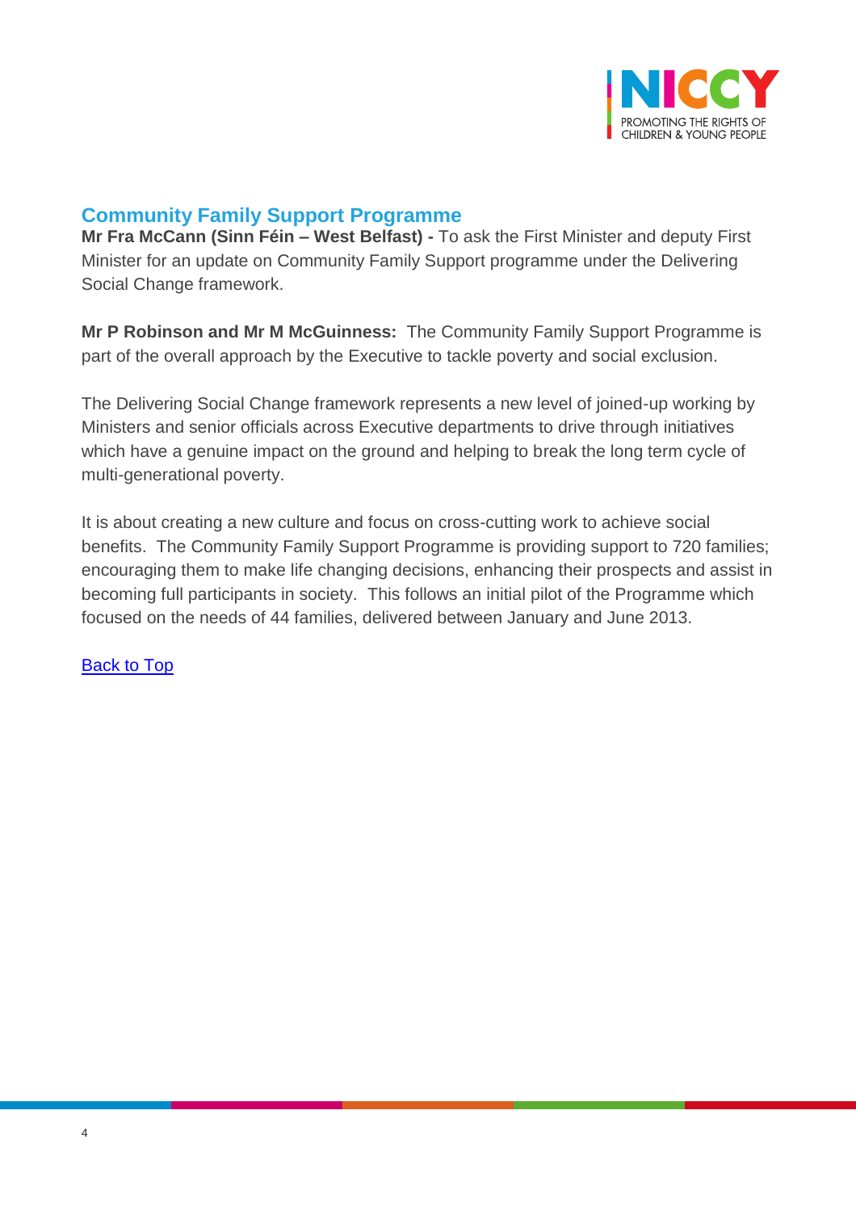## Community Family Support Programme

**Mr Fra McCann (Sinn Féin – West Belfast) -** To ask the First Minister and deputy First Minister for an update on Community Family Support programme under the Delivering Social Change framework.

**Mr P Robinson and Mr M McGuinness:** The Community Family Support Programme is part of the overall approach by the Executive to tackle poverty and social exclusion.

The Delivering Social Change framework represents a new level of joined-up working by Ministers and senior officials across Executive departments to drive through initiatives which have a genuine impact on the ground and helping to break the long term cycle of multi-generational poverty.

It is about creating a new culture and focus on cross-cutting work to achieve social benefits. The Community Family Support Programme is providing support to 720 families; encouraging them to make life changing decisions, enhancing their prospects and assist in becoming full participants in society. This follows an initial pilot of the Programme which focused on the needs of 44 families, delivered between January and June 2013.

Back to Top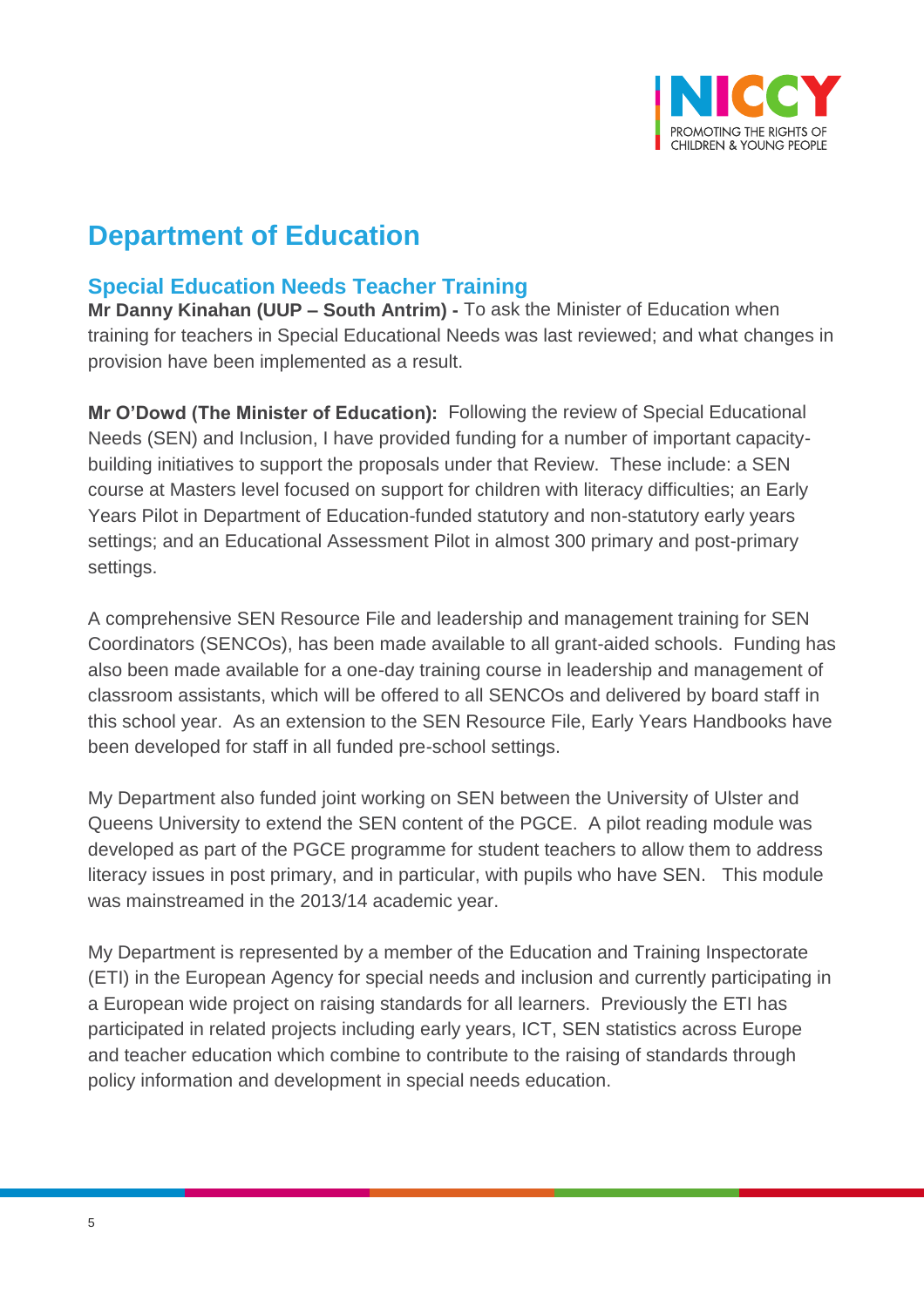## Department of Education

### Special Education Needs Teacher Training

**Mr Danny Kinahan (UUP – South Antrim) -** To ask the Minister of Education when training for teachers in Special Educational Needs was last reviewed; and what changes in provision have been implemented as a result.

**Mr O'Dowd (The Minister of Education):** Following the review of Special Educational Needs (SEN) and Inclusion, I have provided funding for a number of important capacity-building initiatives to support the proposals under that Review. These include: a SEN course at Masters level focused on support for children with literacy difficulties; an Early Years Pilot in Department of Education-funded statutory and non-statutory early years settings; and an Educational Assessment Pilot in almost 300 primary and post-primary settings.

A comprehensive SEN Resource File and leadership and management training for SEN Coordinators (SENCOs), has been made available to all grant-aided schools. Funding has also been made available for a one-day training course in leadership and management of classroom assistants, which will be offered to all SENCOs and delivered by board staff in this school year. As an extension to the SEN Resource File, Early Years Handbooks have been developed for staff in all funded pre-school settings.

My Department also funded joint working on SEN between the University of Ulster and Queens University to extend the SEN content of the PGCE. A pilot reading module was developed as part of the PGCE programme for student teachers to allow them to address literacy issues in post primary, and in particular, with pupils who have SEN. This module was mainstreamed in the 2013/14 academic year.

My Department is represented by a member of the Education and Training Inspectorate (ETI) in the European Agency for special needs and inclusion and currently participating in a European wide project on raising standards for all learners. Previously the ETI has participated in related projects including early years, ICT, SEN statistics across Europe and teacher education which combine to contribute to the raising of standards through policy information and development in special needs education.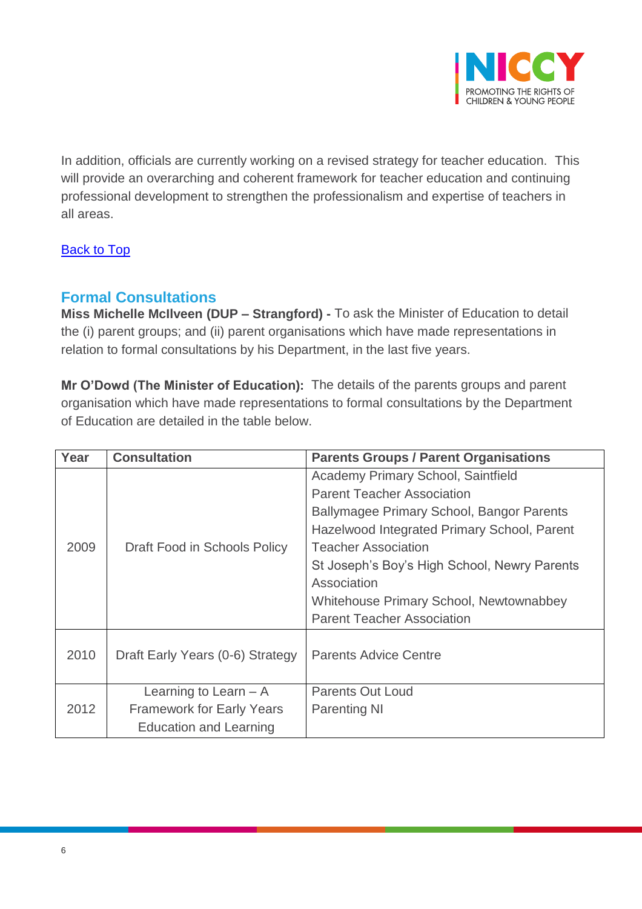In addition, officials are currently working on a revised strategy for teacher education. This will provide an overarching and coherent framework for teacher education and continuing professional development to strengthen the professionalism and expertise of teachers in all areas.

Back to Top

## Formal Consultations

**Miss Michelle McIlveen (DUP – Strangford) -** To ask the Minister of Education to detail the (i) parent groups; and (ii) parent organisations which have made representations in relation to formal consultations by his Department, in the last five years.

**Mr O'Dowd (The Minister of Education):** The details of the parents groups and parent organisation which have made representations to formal consultations by the Department of Education are detailed in the table below.

| Year | Consultation | Parents Groups / Parent Organisations |
|---|---|---|
| 2009 | Draft Food in Schools Policy | Academy Primary School, Saintfield Parent Teacher Association<br>Ballymagee Primary School, Bangor Parents<br>Hazelwood Integrated Primary School, Parent Teacher Association<br>St Joseph's Boy's High School, Newry Parents Association<br>Whitehouse Primary School, Newtownabbey Parent Teacher Association |
| 2010 | Draft Early Years (0-6) Strategy | Parents Advice Centre |
| 2012 | Learning to Learn – A Framework for Early Years Education and Learning | Parents Out Loud<br>Parenting NI |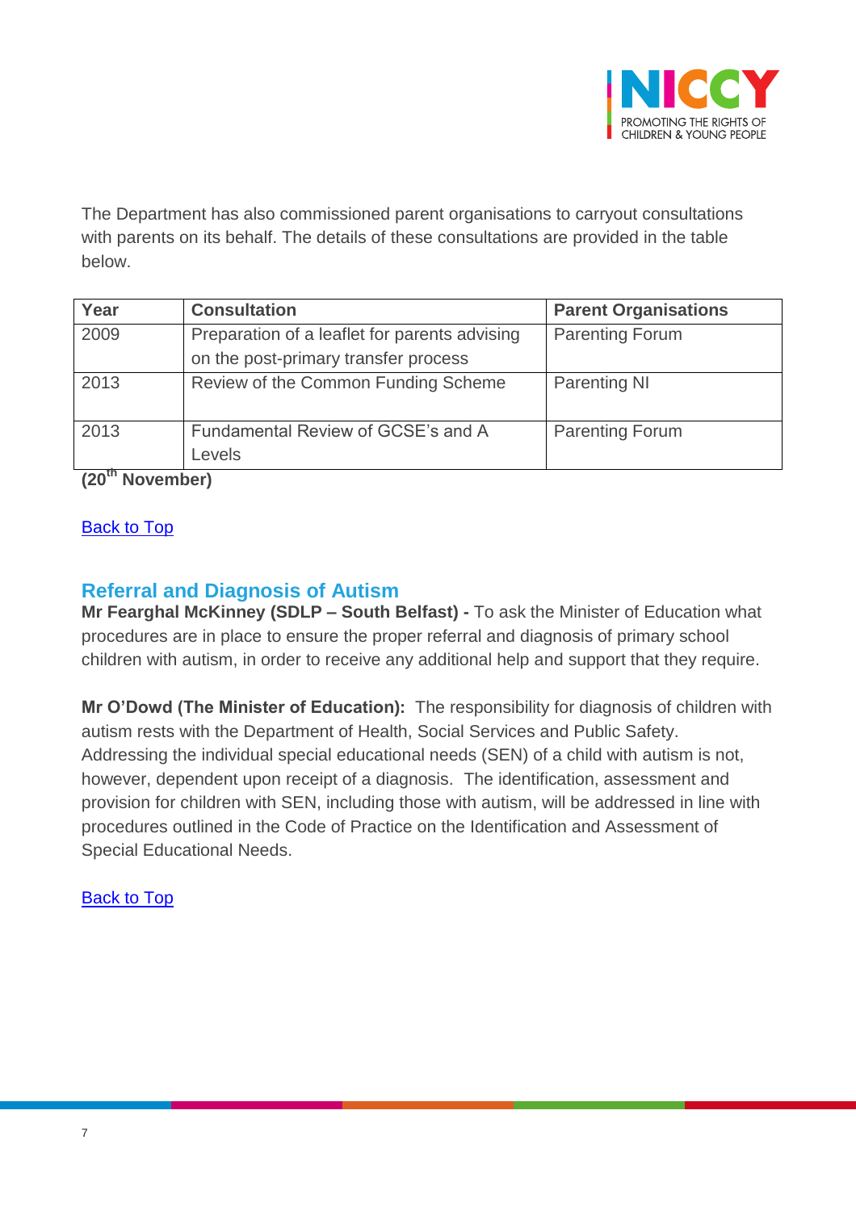The Department has also commissioned parent organisations to carryout consultations with parents on its behalf. The details of these consultations are provided in the table below.

| Year | Consultation | Parent Organisations |
|---|---|---|
| 2009 | Preparation of a leaflet for parents advising on the post-primary transfer process | Parenting Forum |
| 2013 | Review of the Common Funding Scheme | Parenting NI |
| 2013 | Fundamental Review of GCSE's and A Levels | Parenting Forum |

**(20th November)**

Back to Top

## Referral and Diagnosis of Autism

**Mr Fearghal McKinney (SDLP – South Belfast) -** To ask the Minister of Education what procedures are in place to ensure the proper referral and diagnosis of primary school children with autism, in order to receive any additional help and support that they require.

**Mr O'Dowd (The Minister of Education):** The responsibility for diagnosis of children with autism rests with the Department of Health, Social Services and Public Safety. Addressing the individual special educational needs (SEN) of a child with autism is not, however, dependent upon receipt of a diagnosis. The identification, assessment and provision for children with SEN, including those with autism, will be addressed in line with procedures outlined in the Code of Practice on the Identification and Assessment of Special Educational Needs.

Back to Top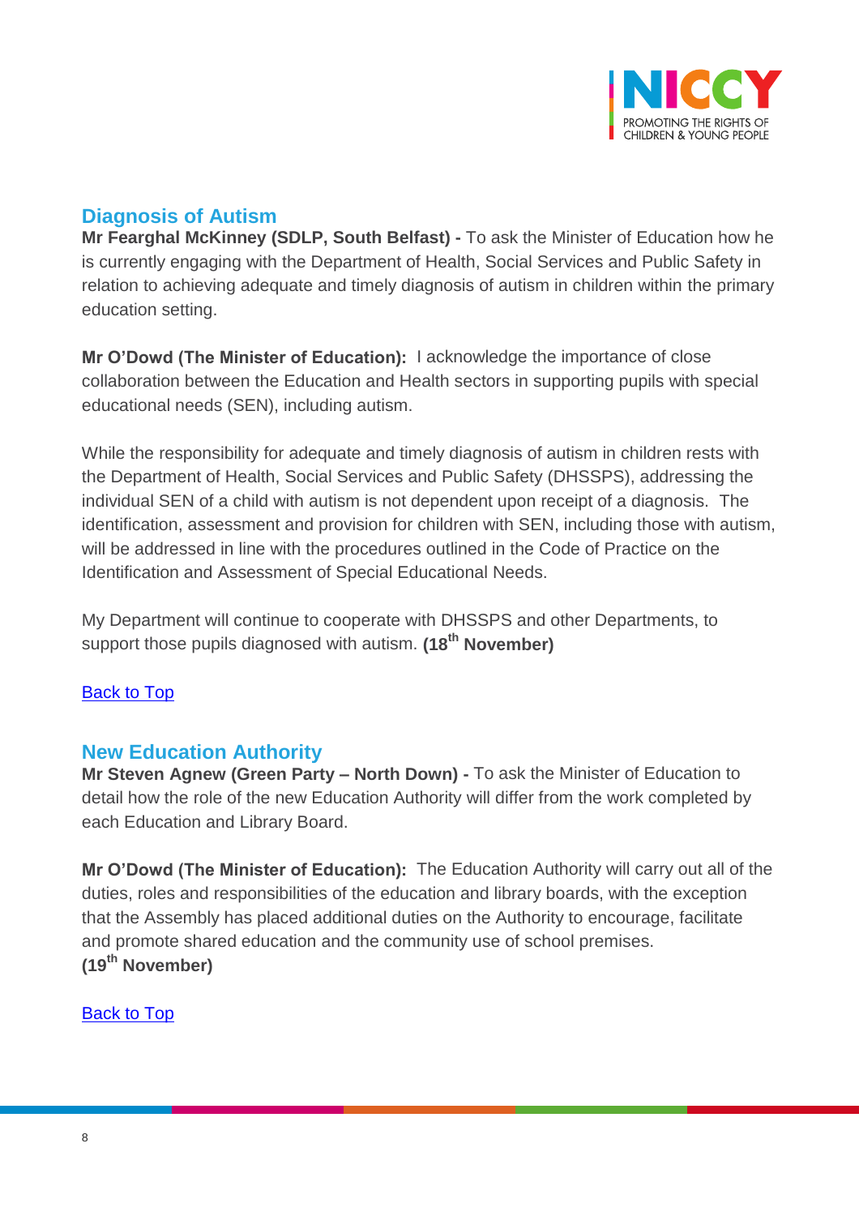## Diagnosis of Autism

**Mr Fearghal McKinney (SDLP, South Belfast) -** To ask the Minister of Education how he is currently engaging with the Department of Health, Social Services and Public Safety in relation to achieving adequate and timely diagnosis of autism in children within the primary education setting.

**Mr O'Dowd (The Minister of Education):** I acknowledge the importance of close collaboration between the Education and Health sectors in supporting pupils with special educational needs (SEN), including autism.

While the responsibility for adequate and timely diagnosis of autism in children rests with the Department of Health, Social Services and Public Safety (DHSSPS), addressing the individual SEN of a child with autism is not dependent upon receipt of a diagnosis. The identification, assessment and provision for children with SEN, including those with autism, will be addressed in line with the procedures outlined in the Code of Practice on the Identification and Assessment of Special Educational Needs.

My Department will continue to cooperate with DHSSPS and other Departments, to support those pupils diagnosed with autism. **(18th November)**

Back to Top

## New Education Authority

**Mr Steven Agnew (Green Party – North Down) -** To ask the Minister of Education to detail how the role of the new Education Authority will differ from the work completed by each Education and Library Board.

**Mr O'Dowd (The Minister of Education):** The Education Authority will carry out all of the duties, roles and responsibilities of the education and library boards, with the exception that the Assembly has placed additional duties on the Authority to encourage, facilitate and promote shared education and the community use of school premises.
**(19th November)**

Back to Top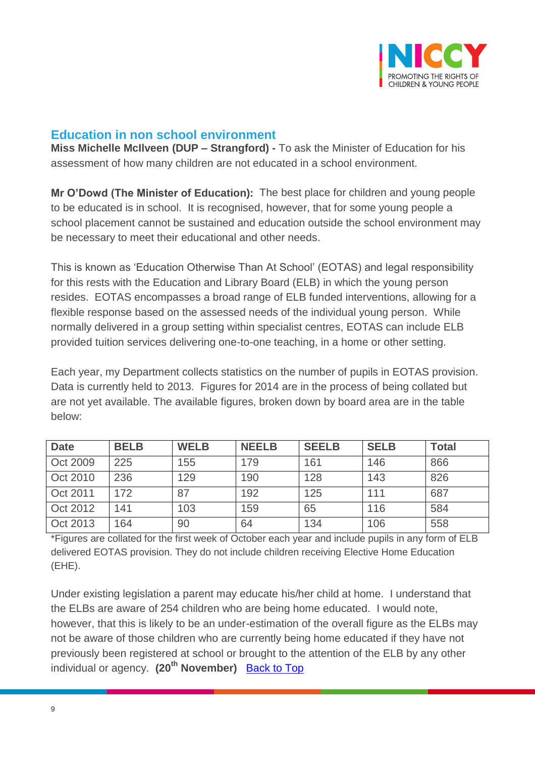## Education in non school environment

**Miss Michelle McIlveen (DUP – Strangford) -** To ask the Minister of Education for his assessment of how many children are not educated in a school environment.

**Mr O'Dowd (The Minister of Education):** The best place for children and young people to be educated is in school. It is recognised, however, that for some young people a school placement cannot be sustained and education outside the school environment may be necessary to meet their educational and other needs.

This is known as 'Education Otherwise Than At School' (EOTAS) and legal responsibility for this rests with the Education and Library Board (ELB) in which the young person resides. EOTAS encompasses a broad range of ELB funded interventions, allowing for a flexible response based on the assessed needs of the individual young person. While normally delivered in a group setting within specialist centres, EOTAS can include ELB provided tuition services delivering one-to-one teaching, in a home or other setting.

Each year, my Department collects statistics on the number of pupils in EOTAS provision. Data is currently held to 2013. Figures for 2014 are in the process of being collated but are not yet available. The available figures, broken down by board area are in the table below:

| Date | BELB | WELB | NEELB | SEELB | SELB | Total |
|---|---|---|---|---|---|---|
| Oct 2009 | 225 | 155 | 179 | 161 | 146 | 866 |
| Oct 2010 | 236 | 129 | 190 | 128 | 143 | 826 |
| Oct 2011 | 172 | 87 | 192 | 125 | 111 | 687 |
| Oct 2012 | 141 | 103 | 159 | 65 | 116 | 584 |
| Oct 2013 | 164 | 90 | 64 | 134 | 106 | 558 |

*Figures are collated for the first week of October each year and include pupils in any form of ELB delivered EOTAS provision. They do not include children receiving Elective Home Education (EHE).

Under existing legislation a parent may educate his/her child at home. I understand that the ELBs are aware of 254 children who are being home educated. I would note, however, that this is likely to be an under-estimation of the overall figure as the ELBs may not be aware of those children who are currently being home educated if they have not previously been registered at school or brought to the attention of the ELB by any other individual or agency. **(20th November)** Back to Top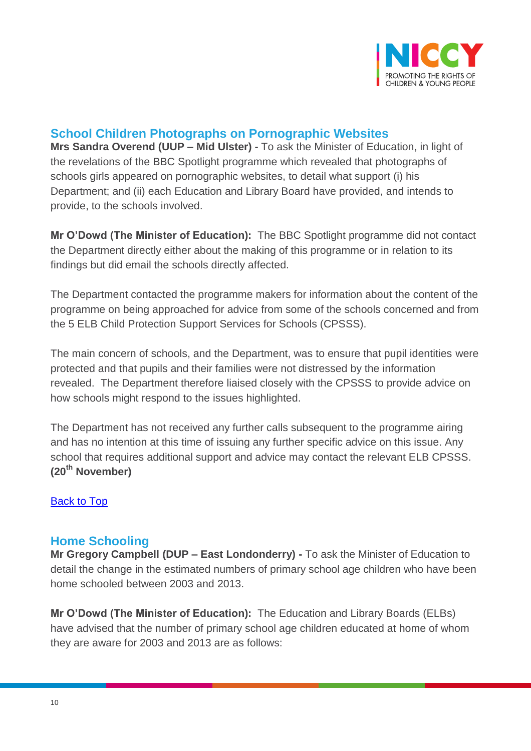## School Children Photographs on Pornographic Websites

**Mrs Sandra Overend (UUP – Mid Ulster) -** To ask the Minister of Education, in light of the revelations of the BBC Spotlight programme which revealed that photographs of schools girls appeared on pornographic websites, to detail what support (i) his Department; and (ii) each Education and Library Board have provided, and intends to provide, to the schools involved.

**Mr O'Dowd (The Minister of Education):** The BBC Spotlight programme did not contact the Department directly either about the making of this programme or in relation to its findings but did email the schools directly affected.

The Department contacted the programme makers for information about the content of the programme on being approached for advice from some of the schools concerned and from the 5 ELB Child Protection Support Services for Schools (CPSSS).

The main concern of schools, and the Department, was to ensure that pupil identities were protected and that pupils and their families were not distressed by the information revealed. The Department therefore liaised closely with the CPSSS to provide advice on how schools might respond to the issues highlighted.

The Department has not received any further calls subsequent to the programme airing and has no intention at this time of issuing any further specific advice on this issue. Any school that requires additional support and advice may contact the relevant ELB CPSSS. **(20th November)**

Back to Top

## Home Schooling

**Mr Gregory Campbell (DUP – East Londonderry) -** To ask the Minister of Education to detail the change in the estimated numbers of primary school age children who have been home schooled between 2003 and 2013.

**Mr O'Dowd (The Minister of Education):** The Education and Library Boards (ELBs) have advised that the number of primary school age children educated at home of whom they are aware for 2003 and 2013 are as follows: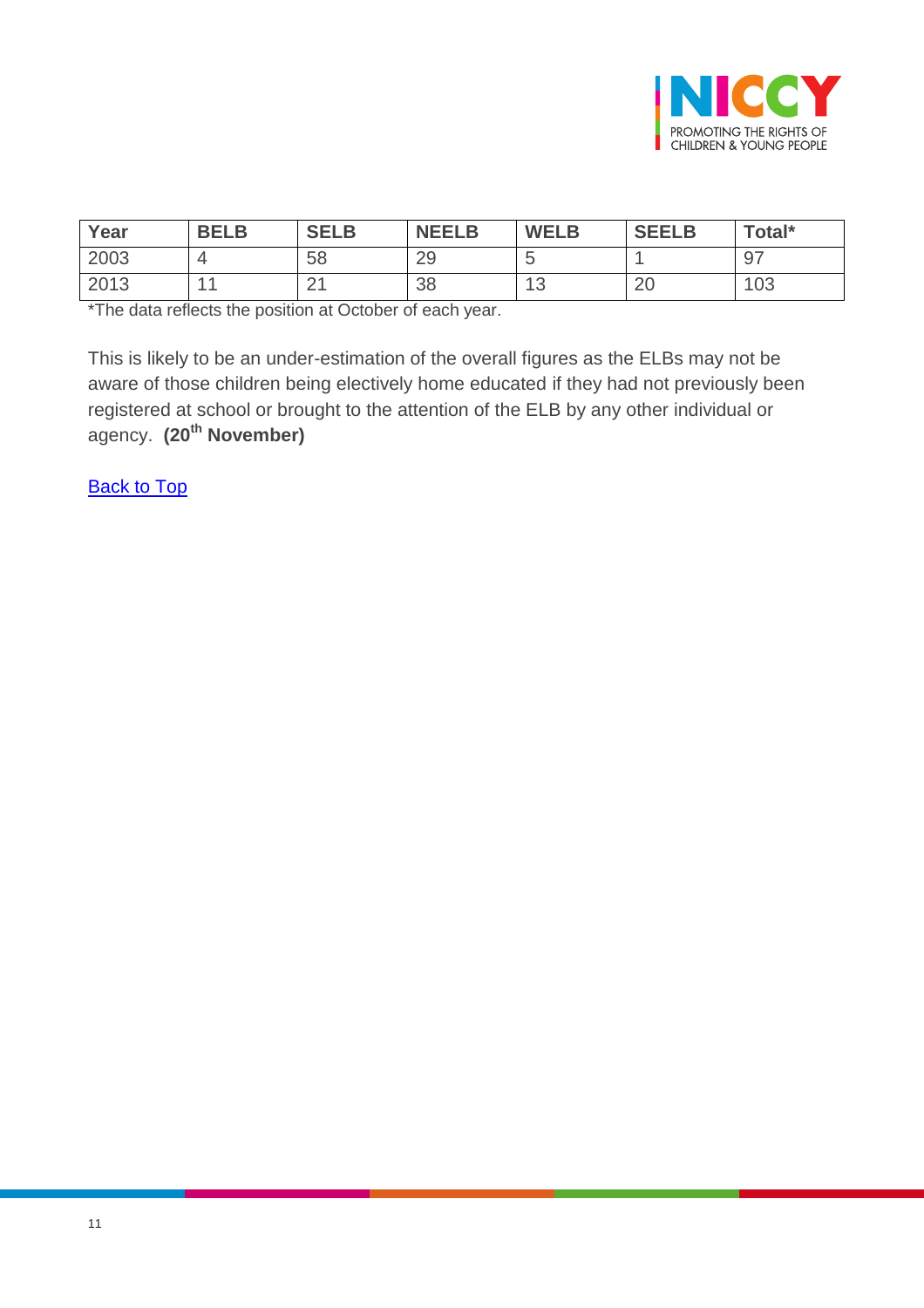| Year | BELB | SELB | NEELB | WELB | SEELB | Total* |
|---|---|---|---|---|---|---|
| 2003 | 4 | 58 | 29 | 5 | 1 | 97 |
| 2013 | 11 | 21 | 38 | 13 | 20 | 103 |

*The data reflects the position at October of each year.

This is likely to be an under-estimation of the overall figures as the ELBs may not be aware of those children being electively home educated if they had not previously been registered at school or brought to the attention of the ELB by any other individual or agency. **(20th November)**

Back to Top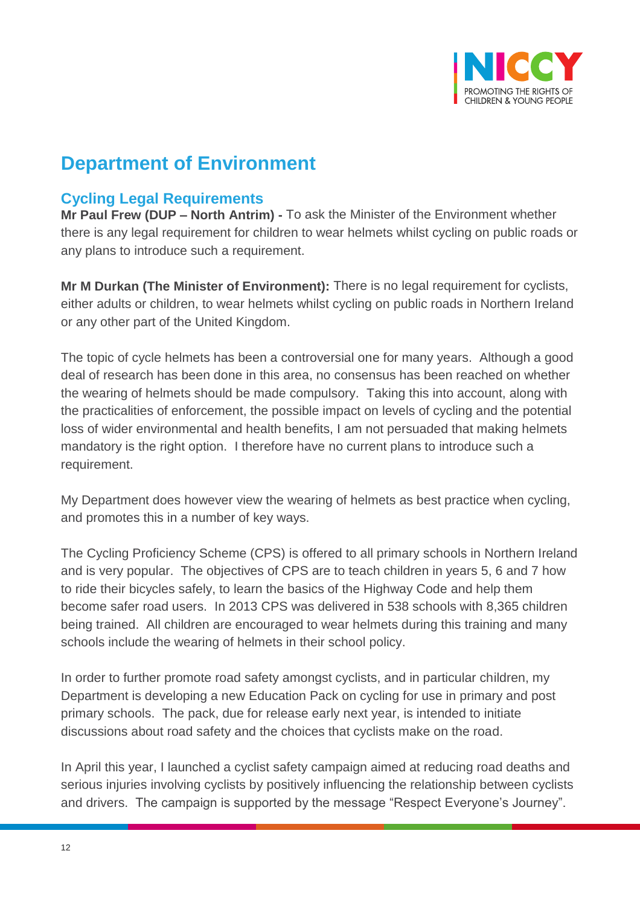# Department of Environment

## Cycling Legal Requirements

**Mr Paul Frew (DUP – North Antrim) -** To ask the Minister of the Environment whether there is any legal requirement for children to wear helmets whilst cycling on public roads or any plans to introduce such a requirement.

**Mr M Durkan (The Minister of Environment):** There is no legal requirement for cyclists, either adults or children, to wear helmets whilst cycling on public roads in Northern Ireland or any other part of the United Kingdom.

The topic of cycle helmets has been a controversial one for many years. Although a good deal of research has been done in this area, no consensus has been reached on whether the wearing of helmets should be made compulsory. Taking this into account, along with the practicalities of enforcement, the possible impact on levels of cycling and the potential loss of wider environmental and health benefits, I am not persuaded that making helmets mandatory is the right option. I therefore have no current plans to introduce such a requirement.

My Department does however view the wearing of helmets as best practice when cycling, and promotes this in a number of key ways.

The Cycling Proficiency Scheme (CPS) is offered to all primary schools in Northern Ireland and is very popular. The objectives of CPS are to teach children in years 5, 6 and 7 how to ride their bicycles safely, to learn the basics of the Highway Code and help them become safer road users. In 2013 CPS was delivered in 538 schools with 8,365 children being trained. All children are encouraged to wear helmets during this training and many schools include the wearing of helmets in their school policy.

In order to further promote road safety amongst cyclists, and in particular children, my Department is developing a new Education Pack on cycling for use in primary and post primary schools. The pack, due for release early next year, is intended to initiate discussions about road safety and the choices that cyclists make on the road.

In April this year, I launched a cyclist safety campaign aimed at reducing road deaths and serious injuries involving cyclists by positively influencing the relationship between cyclists and drivers. The campaign is supported by the message "Respect Everyone's Journey".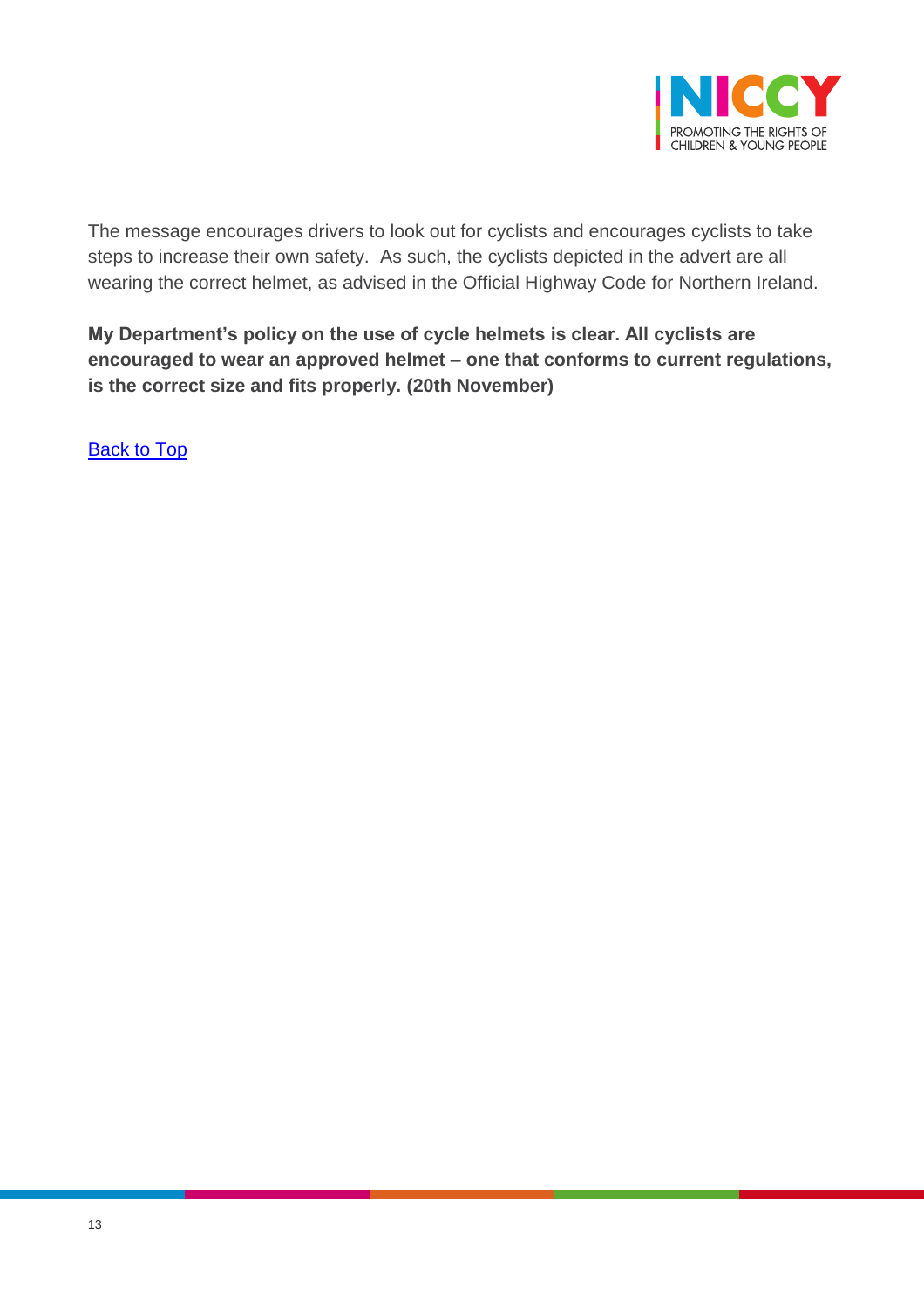The message encourages drivers to look out for cyclists and encourages cyclists to take steps to increase their own safety. As such, the cyclists depicted in the advert are all wearing the correct helmet, as advised in the Official Highway Code for Northern Ireland.

**My Department's policy on the use of cycle helmets is clear. All cyclists are encouraged to wear an approved helmet – one that conforms to current regulations, is the correct size and fits properly. (20th November)**

Back to Top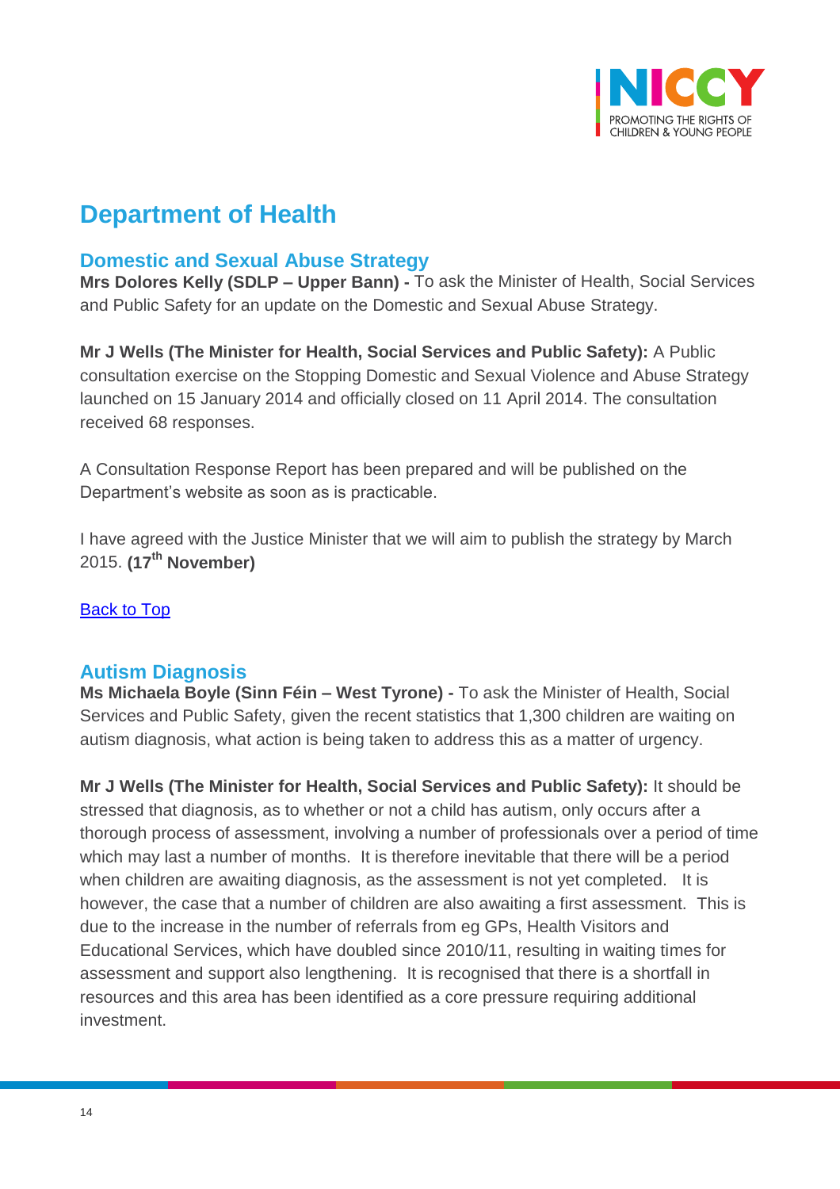# Department of Health

## Domestic and Sexual Abuse Strategy

**Mrs Dolores Kelly (SDLP – Upper Bann) -** To ask the Minister of Health, Social Services and Public Safety for an update on the Domestic and Sexual Abuse Strategy.

**Mr J Wells (The Minister for Health, Social Services and Public Safety):** A Public consultation exercise on the Stopping Domestic and Sexual Violence and Abuse Strategy launched on 15 January 2014 and officially closed on 11 April 2014. The consultation received 68 responses.

A Consultation Response Report has been prepared and will be published on the Department's website as soon as is practicable.

I have agreed with the Justice Minister that we will aim to publish the strategy by March 2015. **(17th November)**

[Back to Top]

## Autism Diagnosis

**Ms Michaela Boyle (Sinn Féin – West Tyrone) -** To ask the Minister of Health, Social Services and Public Safety, given the recent statistics that 1,300 children are waiting on autism diagnosis, what action is being taken to address this as a matter of urgency.

**Mr J Wells (The Minister for Health, Social Services and Public Safety):** It should be stressed that diagnosis, as to whether or not a child has autism, only occurs after a thorough process of assessment, involving a number of professionals over a period of time which may last a number of months. It is therefore inevitable that there will be a period when children are awaiting diagnosis, as the assessment is not yet completed. It is however, the case that a number of children are also awaiting a first assessment. This is due to the increase in the number of referrals from eg GPs, Health Visitors and Educational Services, which have doubled since 2010/11, resulting in waiting times for assessment and support also lengthening. It is recognised that there is a shortfall in resources and this area has been identified as a core pressure requiring additional investment.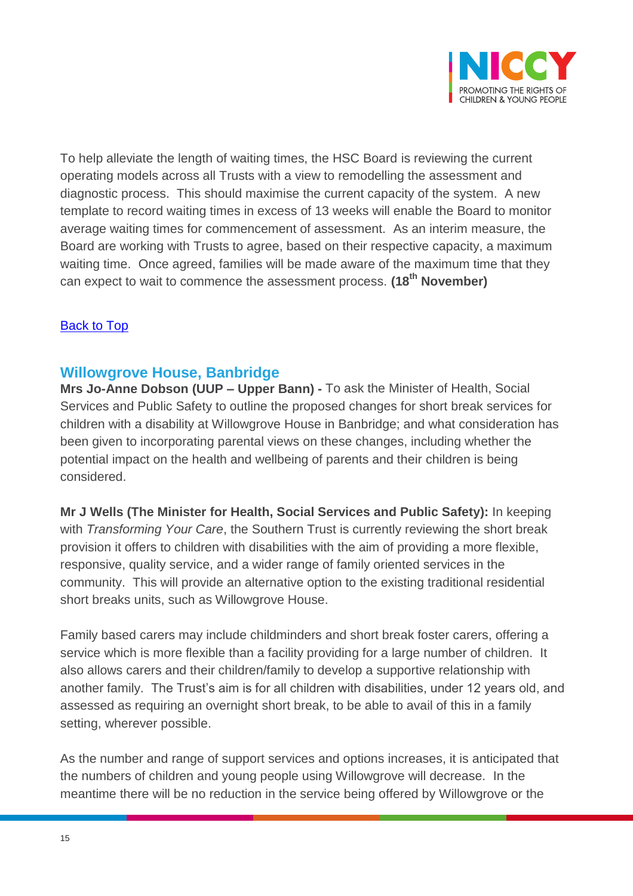To help alleviate the length of waiting times, the HSC Board is reviewing the current operating models across all Trusts with a view to remodelling the assessment and diagnostic process. This should maximise the current capacity of the system. A new template to record waiting times in excess of 13 weeks will enable the Board to monitor average waiting times for commencement of assessment. As an interim measure, the Board are working with Trusts to agree, based on their respective capacity, a maximum waiting time. Once agreed, families will be made aware of the maximum time that they can expect to wait to commence the assessment process. **(18th November)**

Back to Top

## Willowgrove House, Banbridge

**Mrs Jo-Anne Dobson (UUP – Upper Bann) -** To ask the Minister of Health, Social Services and Public Safety to outline the proposed changes for short break services for children with a disability at Willowgrove House in Banbridge; and what consideration has been given to incorporating parental views on these changes, including whether the potential impact on the health and wellbeing of parents and their children is being considered.

**Mr J Wells (The Minister for Health, Social Services and Public Safety):** In keeping with *Transforming Your Care*, the Southern Trust is currently reviewing the short break provision it offers to children with disabilities with the aim of providing a more flexible, responsive, quality service, and a wider range of family oriented services in the community. This will provide an alternative option to the existing traditional residential short breaks units, such as Willowgrove House.

Family based carers may include childminders and short break foster carers, offering a service which is more flexible than a facility providing for a large number of children. It also allows carers and their children/family to develop a supportive relationship with another family. The Trust's aim is for all children with disabilities, under 12 years old, and assessed as requiring an overnight short break, to be able to avail of this in a family setting, wherever possible.

As the number and range of support services and options increases, it is anticipated that the numbers of children and young people using Willowgrove will decrease. In the meantime there will be no reduction in the service being offered by Willowgrove or the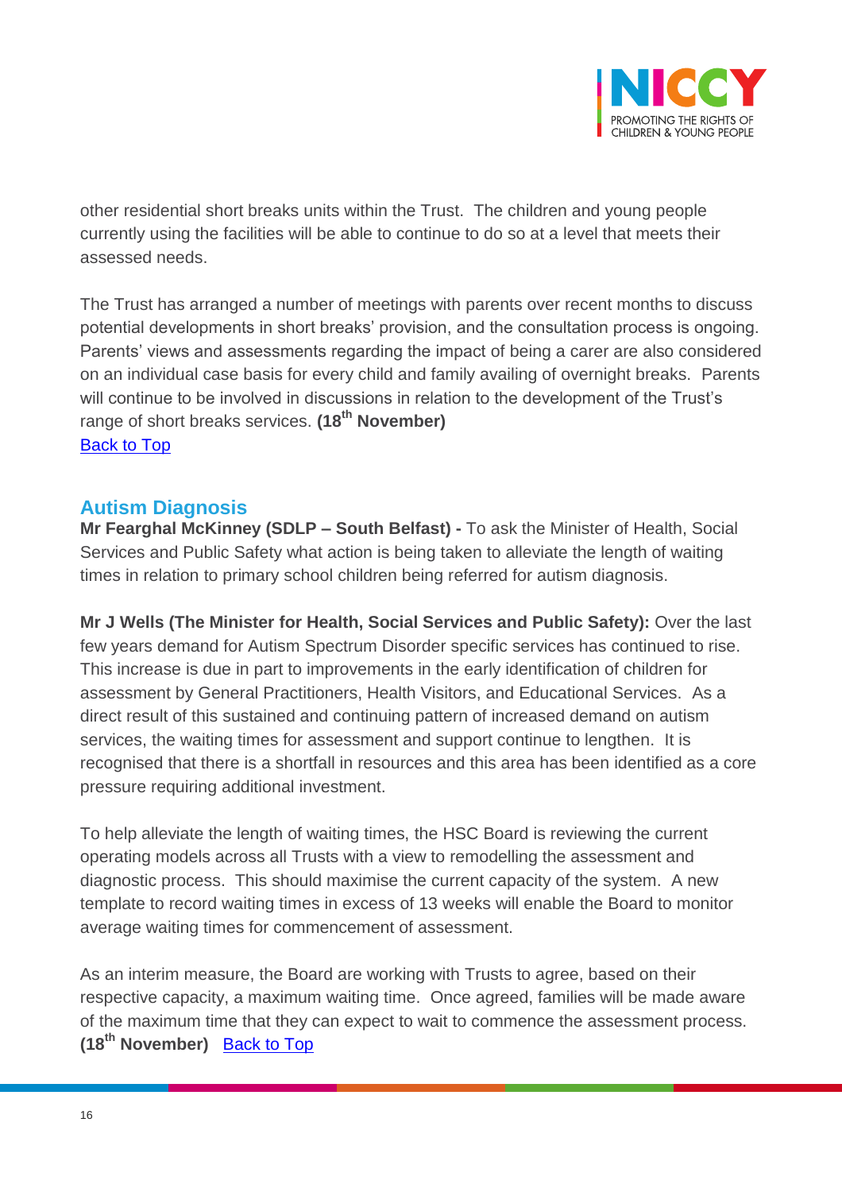other residential short breaks units within the Trust. The children and young people currently using the facilities will be able to continue to do so at a level that meets their assessed needs.

The Trust has arranged a number of meetings with parents over recent months to discuss potential developments in short breaks' provision, and the consultation process is ongoing. Parents' views and assessments regarding the impact of being a carer are also considered on an individual case basis for every child and family availing of overnight breaks. Parents will continue to be involved in discussions in relation to the development of the Trust's range of short breaks services. **(18th November)**
Back to Top

## Autism Diagnosis

**Mr Fearghal McKinney (SDLP – South Belfast) -** To ask the Minister of Health, Social Services and Public Safety what action is being taken to alleviate the length of waiting times in relation to primary school children being referred for autism diagnosis.

**Mr J Wells (The Minister for Health, Social Services and Public Safety):** Over the last few years demand for Autism Spectrum Disorder specific services has continued to rise. This increase is due in part to improvements in the early identification of children for assessment by General Practitioners, Health Visitors, and Educational Services. As a direct result of this sustained and continuing pattern of increased demand on autism services, the waiting times for assessment and support continue to lengthen. It is recognised that there is a shortfall in resources and this area has been identified as a core pressure requiring additional investment.

To help alleviate the length of waiting times, the HSC Board is reviewing the current operating models across all Trusts with a view to remodelling the assessment and diagnostic process. This should maximise the current capacity of the system. A new template to record waiting times in excess of 13 weeks will enable the Board to monitor average waiting times for commencement of assessment.

As an interim measure, the Board are working with Trusts to agree, based on their respective capacity, a maximum waiting time. Once agreed, families will be made aware of the maximum time that they can expect to wait to commence the assessment process. **(18th November)** Back to Top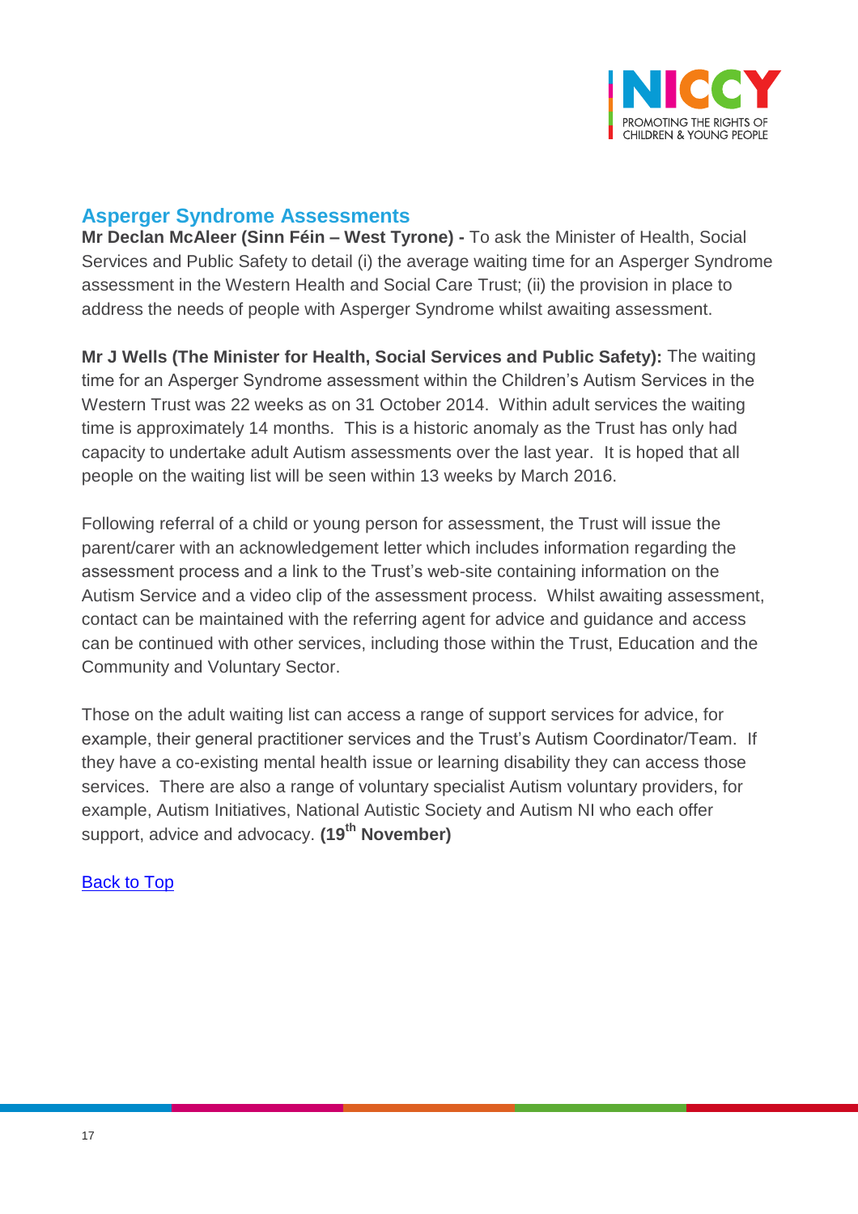## Asperger Syndrome Assessments

**Mr Declan McAleer (Sinn Féin – West Tyrone) -** To ask the Minister of Health, Social Services and Public Safety to detail (i) the average waiting time for an Asperger Syndrome assessment in the Western Health and Social Care Trust; (ii) the provision in place to address the needs of people with Asperger Syndrome whilst awaiting assessment.

**Mr J Wells (The Minister for Health, Social Services and Public Safety):** The waiting time for an Asperger Syndrome assessment within the Children's Autism Services in the Western Trust was 22 weeks as on 31 October 2014. Within adult services the waiting time is approximately 14 months. This is a historic anomaly as the Trust has only had capacity to undertake adult Autism assessments over the last year. It is hoped that all people on the waiting list will be seen within 13 weeks by March 2016.

Following referral of a child or young person for assessment, the Trust will issue the parent/carer with an acknowledgement letter which includes information regarding the assessment process and a link to the Trust's web-site containing information on the Autism Service and a video clip of the assessment process. Whilst awaiting assessment, contact can be maintained with the referring agent for advice and guidance and access can be continued with other services, including those within the Trust, Education and the Community and Voluntary Sector.

Those on the adult waiting list can access a range of support services for advice, for example, their general practitioner services and the Trust's Autism Coordinator/Team. If they have a co-existing mental health issue or learning disability they can access those services. There are also a range of voluntary specialist Autism voluntary providers, for example, Autism Initiatives, National Autistic Society and Autism NI who each offer support, advice and advocacy. **(19th November)**

Back to Top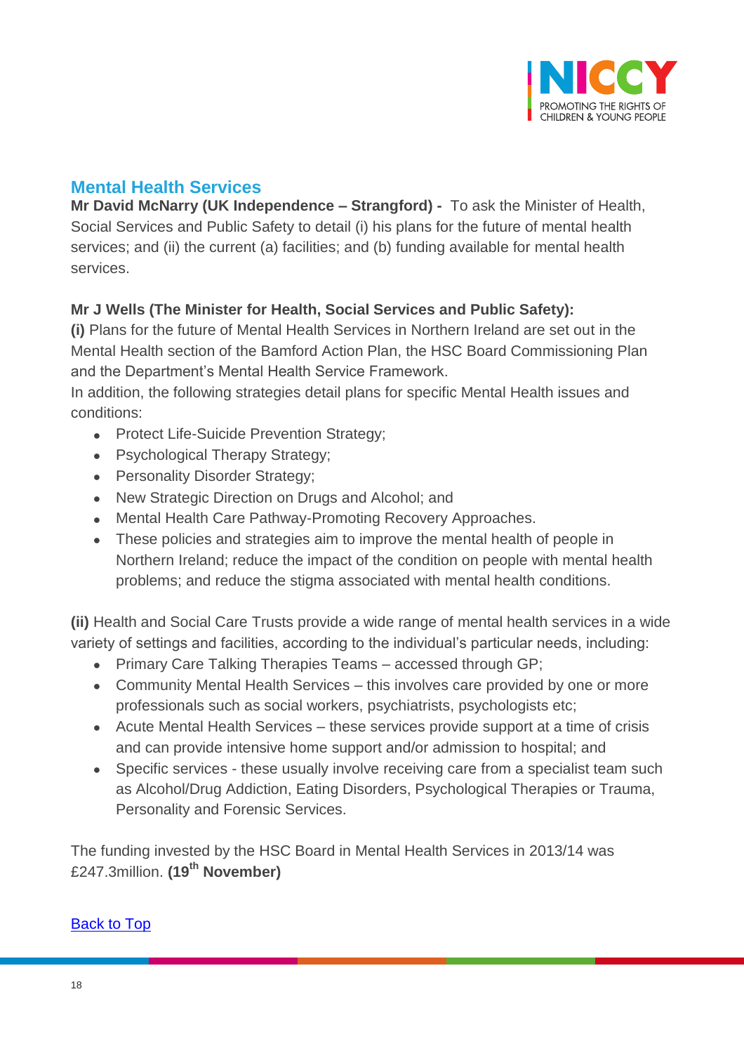## Mental Health Services

**Mr David McNarry (UK Independence – Strangford) -** To ask the Minister of Health, Social Services and Public Safety to detail (i) his plans for the future of mental health services; and (ii) the current (a) facilities; and (b) funding available for mental health services.

**Mr J Wells (The Minister for Health, Social Services and Public Safety):**

**(i)** Plans for the future of Mental Health Services in Northern Ireland are set out in the Mental Health section of the Bamford Action Plan, the HSC Board Commissioning Plan and the Department's Mental Health Service Framework.

In addition, the following strategies detail plans for specific Mental Health issues and conditions:

- Protect Life-Suicide Prevention Strategy;
- Psychological Therapy Strategy;
- Personality Disorder Strategy;
- New Strategic Direction on Drugs and Alcohol; and
- Mental Health Care Pathway-Promoting Recovery Approaches.
- These policies and strategies aim to improve the mental health of people in Northern Ireland; reduce the impact of the condition on people with mental health problems; and reduce the stigma associated with mental health conditions.

**(ii)** Health and Social Care Trusts provide a wide range of mental health services in a wide variety of settings and facilities, according to the individual's particular needs, including:

- Primary Care Talking Therapies Teams – accessed through GP;
- Community Mental Health Services – this involves care provided by one or more professionals such as social workers, psychiatrists, psychologists etc;
- Acute Mental Health Services – these services provide support at a time of crisis and can provide intensive home support and/or admission to hospital; and
- Specific services - these usually involve receiving care from a specialist team such as Alcohol/Drug Addiction, Eating Disorders, Psychological Therapies or Trauma, Personality and Forensic Services.

The funding invested by the HSC Board in Mental Health Services in 2013/14 was £247.3million. **(19th November)**

Back to Top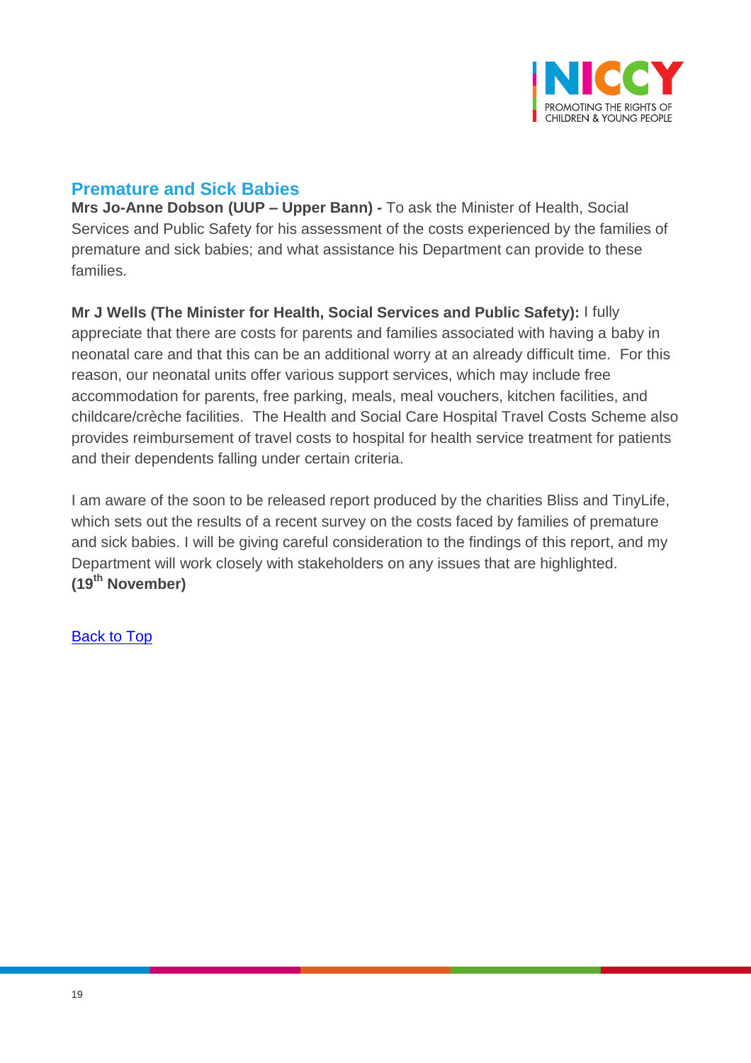## Premature and Sick Babies

**Mrs Jo-Anne Dobson (UUP – Upper Bann) -** To ask the Minister of Health, Social Services and Public Safety for his assessment of the costs experienced by the families of premature and sick babies; and what assistance his Department can provide to these families.

**Mr J Wells (The Minister for Health, Social Services and Public Safety):** I fully appreciate that there are costs for parents and families associated with having a baby in neonatal care and that this can be an additional worry at an already difficult time. For this reason, our neonatal units offer various support services, which may include free accommodation for parents, free parking, meals, meal vouchers, kitchen facilities, and childcare/crèche facilities. The Health and Social Care Hospital Travel Costs Scheme also provides reimbursement of travel costs to hospital for health service treatment for patients and their dependents falling under certain criteria.

I am aware of the soon to be released report produced by the charities Bliss and TinyLife, which sets out the results of a recent survey on the costs faced by families of premature and sick babies. I will be giving careful consideration to the findings of this report, and my Department will work closely with stakeholders on any issues that are highlighted.
**(19th November)**

Back to Top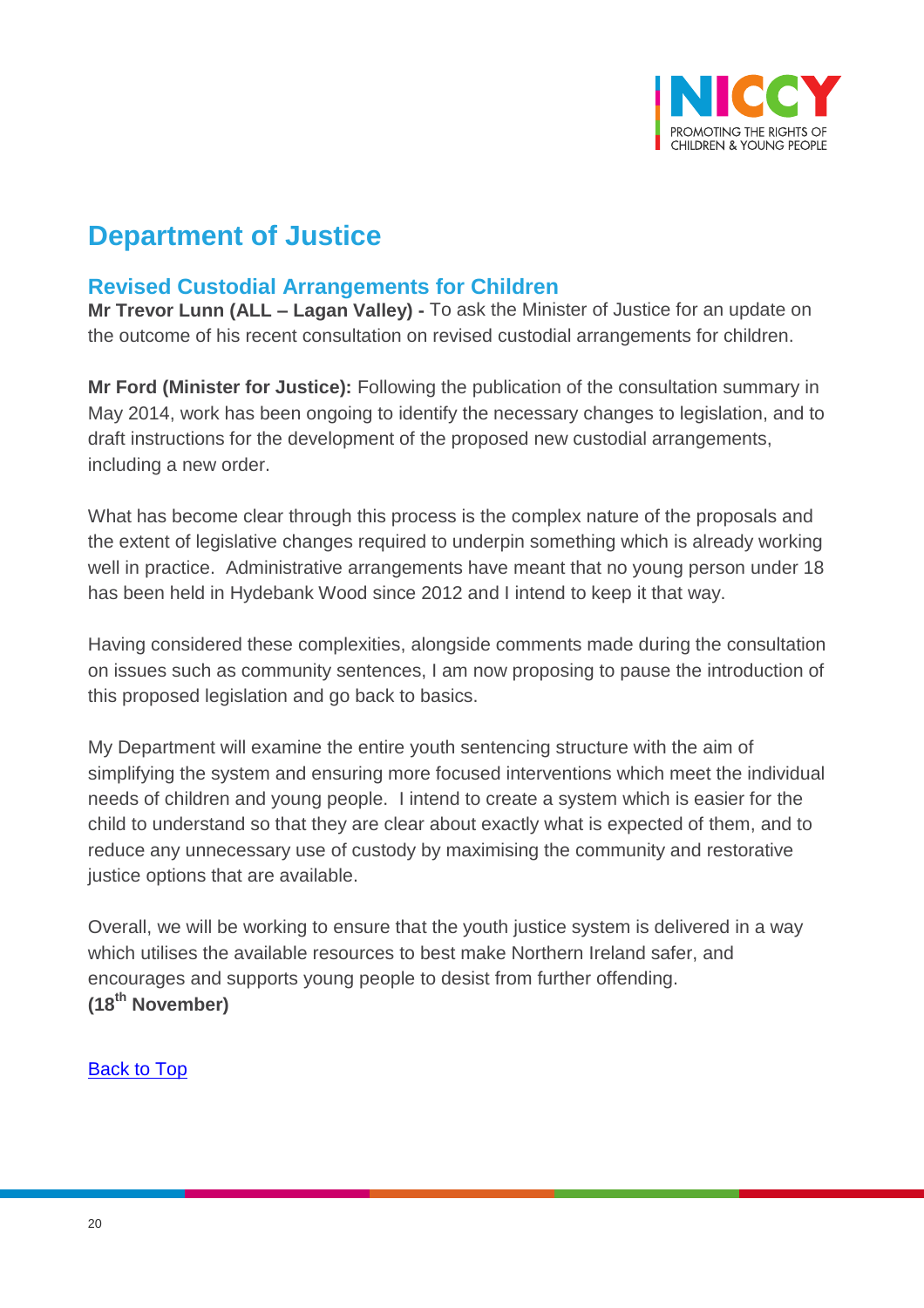# Department of Justice

## Revised Custodial Arrangements for Children

**Mr Trevor Lunn (ALL – Lagan Valley) -** To ask the Minister of Justice for an update on the outcome of his recent consultation on revised custodial arrangements for children.

**Mr Ford (Minister for Justice):** Following the publication of the consultation summary in May 2014, work has been ongoing to identify the necessary changes to legislation, and to draft instructions for the development of the proposed new custodial arrangements, including a new order.

What has become clear through this process is the complex nature of the proposals and the extent of legislative changes required to underpin something which is already working well in practice. Administrative arrangements have meant that no young person under 18 has been held in Hydebank Wood since 2012 and I intend to keep it that way.

Having considered these complexities, alongside comments made during the consultation on issues such as community sentences, I am now proposing to pause the introduction of this proposed legislation and go back to basics.

My Department will examine the entire youth sentencing structure with the aim of simplifying the system and ensuring more focused interventions which meet the individual needs of children and young people. I intend to create a system which is easier for the child to understand so that they are clear about exactly what is expected of them, and to reduce any unnecessary use of custody by maximising the community and restorative justice options that are available.

Overall, we will be working to ensure that the youth justice system is delivered in a way which utilises the available resources to best make Northern Ireland safer, and encourages and supports young people to desist from further offending.
**(18th November)**

Back to Top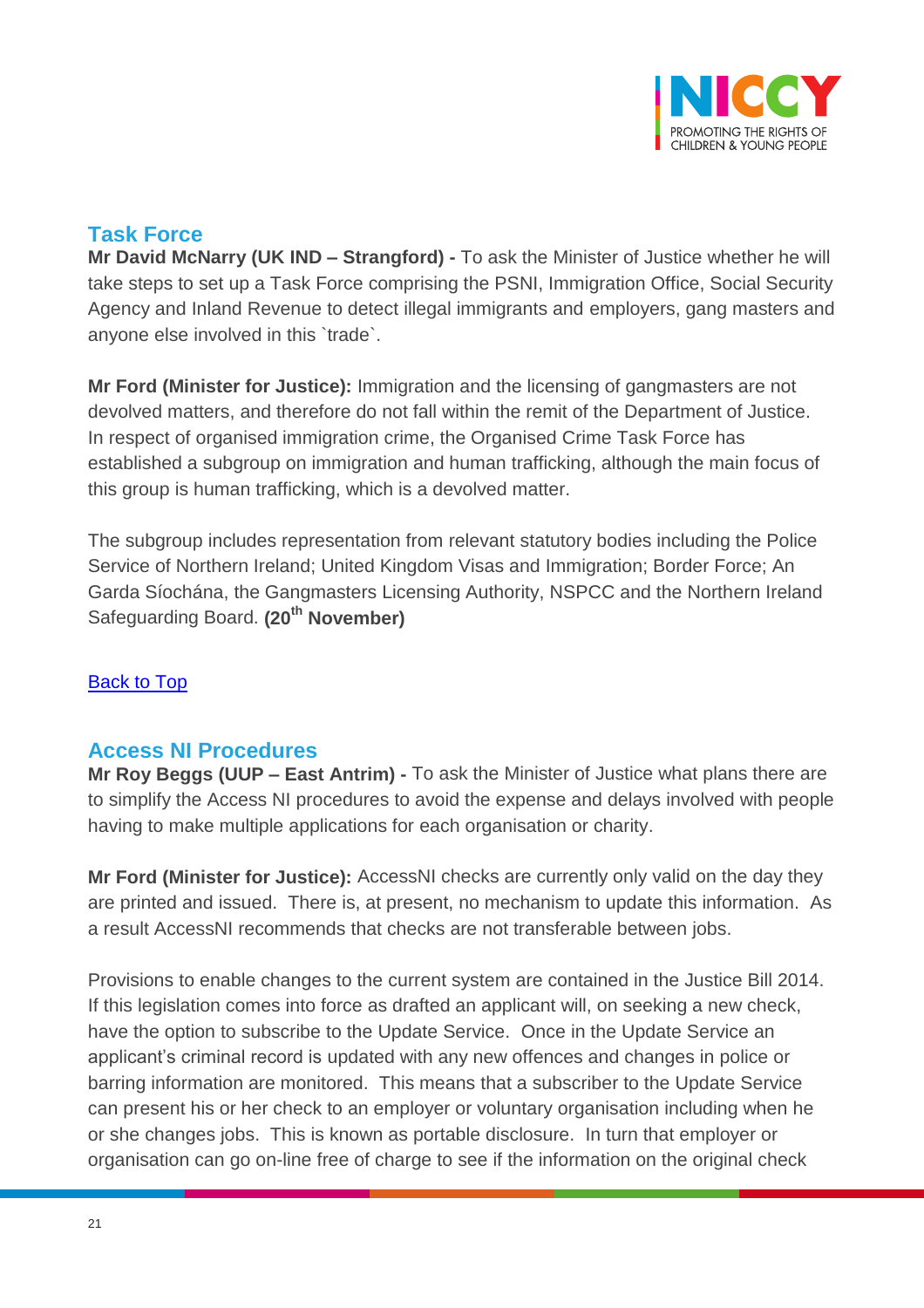## Task Force

**Mr David McNarry (UK IND – Strangford) -** To ask the Minister of Justice whether he will take steps to set up a Task Force comprising the PSNI, Immigration Office, Social Security Agency and Inland Revenue to detect illegal immigrants and employers, gang masters and anyone else involved in this `trade`.

**Mr Ford (Minister for Justice):** Immigration and the licensing of gangmasters are not devolved matters, and therefore do not fall within the remit of the Department of Justice. In respect of organised immigration crime, the Organised Crime Task Force has established a subgroup on immigration and human trafficking, although the main focus of this group is human trafficking, which is a devolved matter.

The subgroup includes representation from relevant statutory bodies including the Police Service of Northern Ireland; United Kingdom Visas and Immigration; Border Force; An Garda Síochána, the Gangmasters Licensing Authority, NSPCC and the Northern Ireland Safeguarding Board. **(20th November)**

Back to Top

## Access NI Procedures

**Mr Roy Beggs (UUP – East Antrim) -** To ask the Minister of Justice what plans there are to simplify the Access NI procedures to avoid the expense and delays involved with people having to make multiple applications for each organisation or charity.

**Mr Ford (Minister for Justice):** AccessNI checks are currently only valid on the day they are printed and issued. There is, at present, no mechanism to update this information. As a result AccessNI recommends that checks are not transferable between jobs.

Provisions to enable changes to the current system are contained in the Justice Bill 2014. If this legislation comes into force as drafted an applicant will, on seeking a new check, have the option to subscribe to the Update Service. Once in the Update Service an applicant's criminal record is updated with any new offences and changes in police or barring information are monitored. This means that a subscriber to the Update Service can present his or her check to an employer or voluntary organisation including when he or she changes jobs. This is known as portable disclosure. In turn that employer or organisation can go on-line free of charge to see if the information on the original check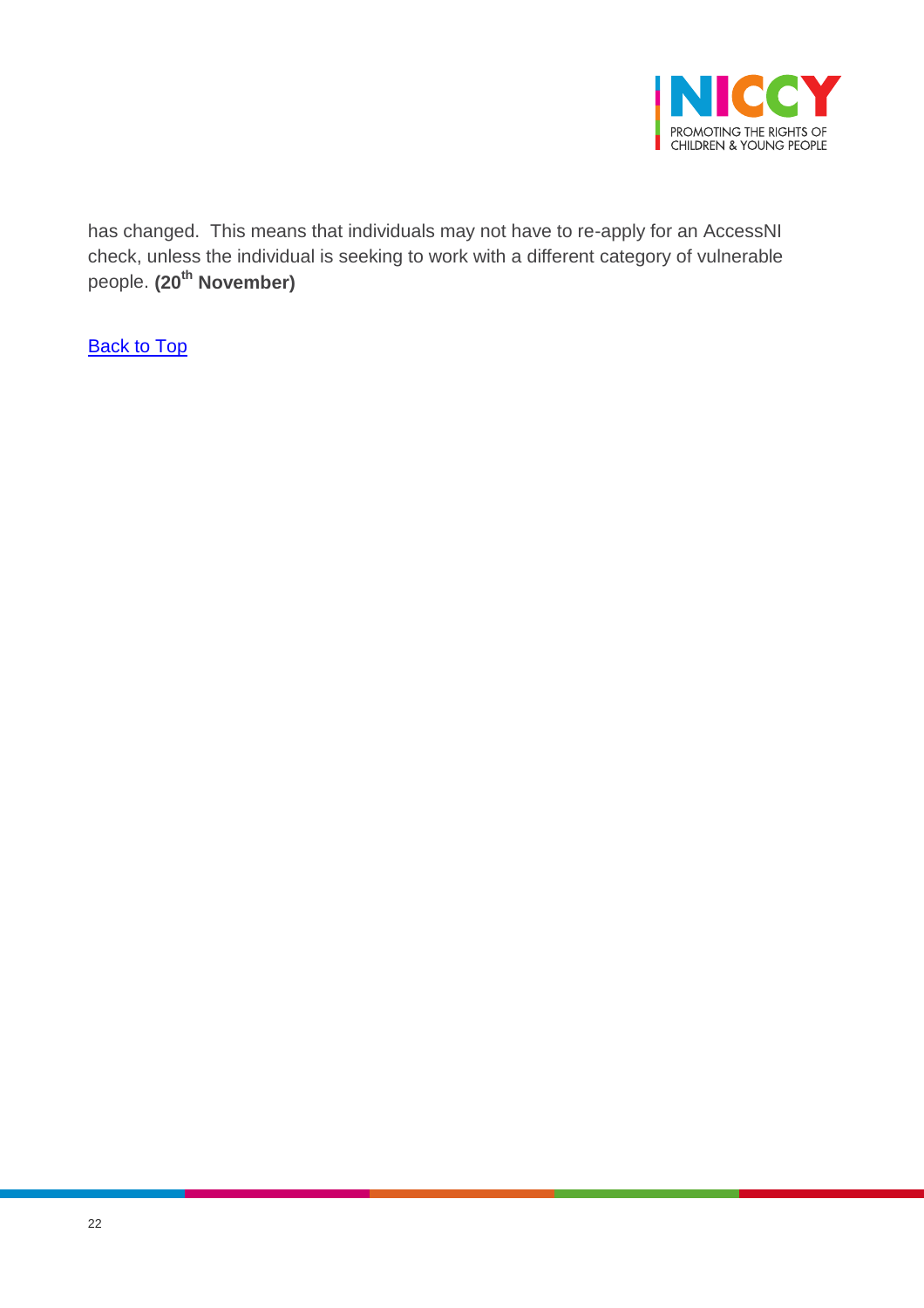has changed. This means that individuals may not have to re-apply for an AccessNI check, unless the individual is seeking to work with a different category of vulnerable people. **(20th November)**

Back to Top